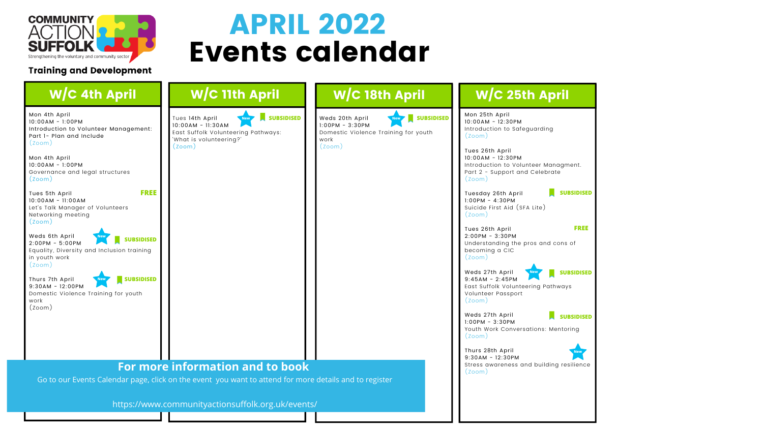COMMUNITY ACTION SUFFOLK

Strengthening the voluntary and community sector

**Training and Development**

# APRIL 2022
# Events calendar

## W/C 4th April

Mon 4th April
10:00AM - 1:00PM
Introduction to Volunteer Management: Part 1- Plan and Include
(Zoom)

Mon 4th April
10:00AM - 1:00PM
Governance and legal structures
(Zoom)

Tues 5th April — **FREE**
10:00AM - 11:00AM
Let's Talk Manager of Volunteers Networking meeting
(Zoom)

Weds 6th April — New — **SUBSIDISED**
2:00PM - 5:00PM
Equality, Diversity and Inclusion training in youth work
(Zoom)

Thurs 7th April — New — **SUBSIDISED**
9:30AM - 12:00PM
Domestic Violence Training for youth work
(Zoom)

## W/C 11th April

Tues 14th April — New — **SUBSIDISED**
10:00AM - 11:30AM
East Suffolk Volunteering Pathways: 'What is volunteering?'
(Zoom)

## W/C 18th April

Weds 20th April — New — **SUBSIDISED**
1:00PM - 3:30PM
Domestic Violence Training for youth work
(Zoom)

## W/C 25th April

Mon 25th April
10:00AM - 12:30PM
Introduction to Safeguarding
(Zoom)

Tues 26th April
10:00AM - 12:30PM
Introduction to Volunteer Managment. Part 2 - Support and Celebrate
(Zoom)

Tuesday 26th April — **SUBSIDISED**
1:00PM - 4:30PM
Suicide First Aid (SFA Lite)
(Zoom)

Tues 26th April — **FREE**
2:00PM - 3:30PM
Understanding the pros and cons of becoming a CIC
(Zoom)

Weds 27th April — New — **SUBSIDISED**
9:45AM - 2:45PM
East Suffolk Volunteering Pathways Volunteer Passport
(Zoom)

Weds 27th April — **SUBSIDISED**
1:00PM - 3:30PM
Youth Work Conversations: Mentoring
(Zoom)

Thurs 28th April — New
9:30AM - 12:30PM
Stress awareness and building resilience
(Zoom)

## For more information and to book

Go to our Events Calendar page, click on the event you want to attend for more details and to register

https://www.communityactionsuffolk.org.uk/events/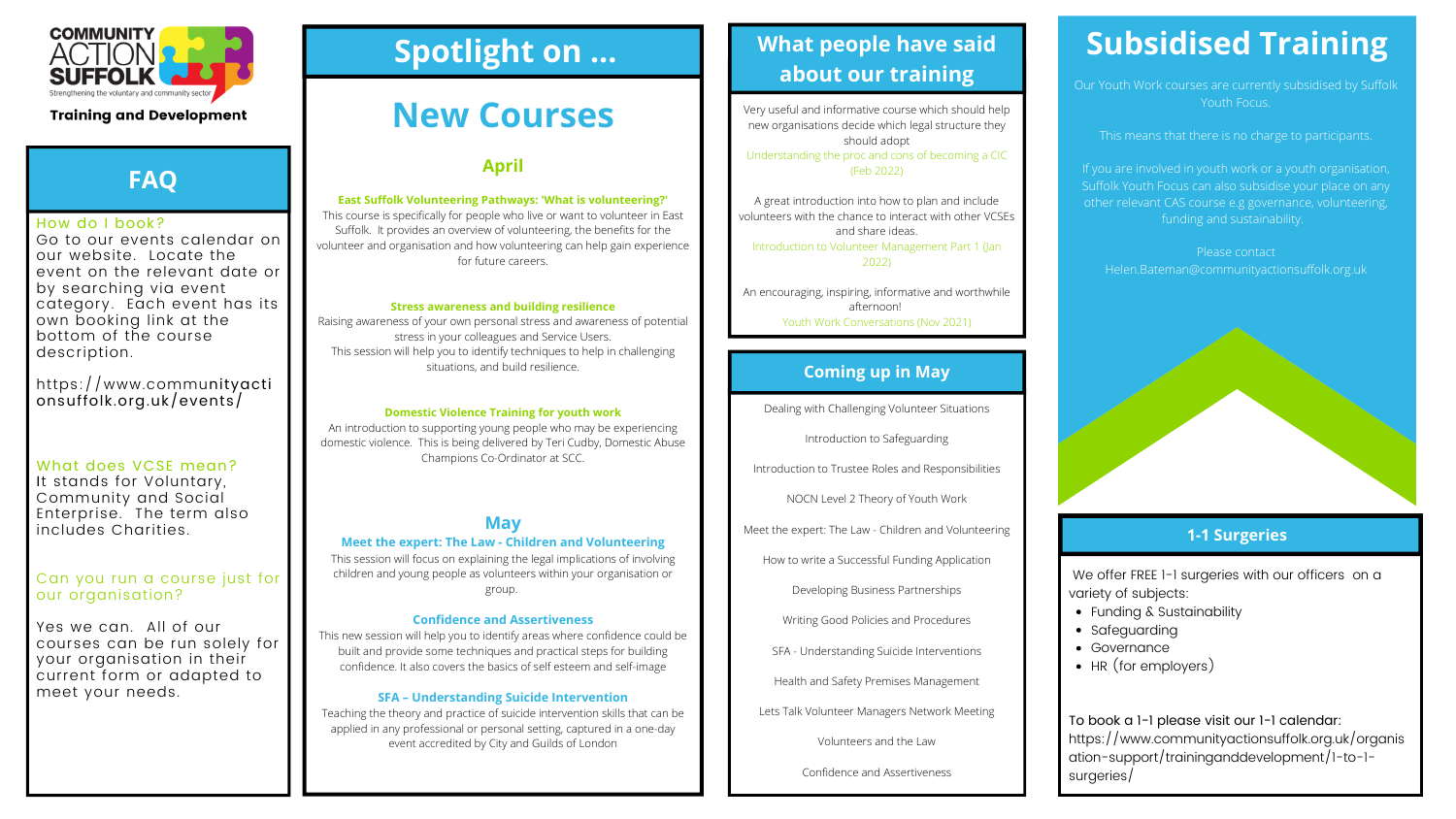**COMMUNITY ACTION SUFFOLK**

Strengthening the voluntary and community sector

**Training and Development**

## FAQ

### How do I book?

Go to our events calendar on our website. Locate the event on the relevant date or by searching via event category. Each event has its own booking link at the bottom of the course description.

https://www.communityactionsuffolk.org.uk/events/

### What does VCSE mean?

It stands for Voluntary, Community and Social Enterprise. The term also includes Charities.

### Can you run a course just for our organisation?

Yes we can. All of our courses can be run solely for your organisation in their current form or adapted to meet your needs.

## Spotlight on ...

# New Courses

### April

**East Suffolk Volunteering Pathways: 'What is volunteering?'**

This course is specifically for people who live or want to volunteer in East Suffolk. It provides an overview of volunteering, the benefits for the volunteer and organisation and how volunteering can help gain experience for future careers.

**Stress awareness and building resilience**

Raising awareness of your own personal stress and awareness of potential stress in your colleagues and Service Users.
This session will help you to identify techniques to help in challenging situations, and build resilience.

**Domestic Violence Training for youth work**

An introduction to supporting young people who may be experiencing domestic violence. This is being delivered by Teri Cudby, Domestic Abuse Champions Co-Ordinator at SCC.

### May

**Meet the expert: The Law - Children and Volunteering**

This session will focus on explaining the legal implications of involving children and young people as volunteers within your organisation or group.

**Confidence and Assertiveness**

This new session will help you to identify areas where confidence could be built and provide some techniques and practical steps for building confidence. It also covers the basics of self esteem and self-image

**SFA – Understanding Suicide Intervention**

Teaching the theory and practice of suicide intervention skills that can be applied in any professional or personal setting, captured in a one-day event accredited by City and Guilds of London

## What people have said about our training

Very useful and informative course which should help new organisations decide which legal structure they should adopt
Understanding the proc and cons of becoming a CIC (Feb 2022)

A great introduction into how to plan and include volunteers with the chance to interact with other VCSEs and share ideas.
Introduction to Volunteer Management Part 1 (Jan 2022)

An encouraging, inspiring, informative and worthwhile afternoon!
Youth Work Conversations (Nov 2021)

## Coming up in May

- Dealing with Challenging Volunteer Situations
- Introduction to Safeguarding
- Introduction to Trustee Roles and Responsibilities
- NOCN Level 2 Theory of Youth Work
- Meet the expert: The Law - Children and Volunteering
- How to write a Successful Funding Application
- Developing Business Partnerships
- Writing Good Policies and Procedures
- SFA - Understanding Suicide Interventions
- Health and Safety Premises Management
- Lets Talk Volunteer Managers Network Meeting
- Volunteers and the Law
- Confidence and Assertiveness

## Subsidised Training

Our Youth Work courses are currently subsidised by Suffolk Youth Focus.

This means that there is no charge to participants.

If you are involved in youth work or a youth organisation, Suffolk Youth Focus can also subsidise your place on any other relevant CAS course e.g governance, volunteering, funding and sustainability.

Please contact Helen.Bateman@communityactionsuffolk.org.uk

## 1-1 Surgeries

We offer FREE 1-1 surgeries with our officers on a variety of subjects:

- Funding & Sustainability
- Safeguarding
- Governance
- HR (for employers)

To book a 1-1 please visit our 1-1 calendar:
https://www.communityactionsuffolk.org.uk/organisation-support/traininganddevelopment/1-to-1-surgeries/